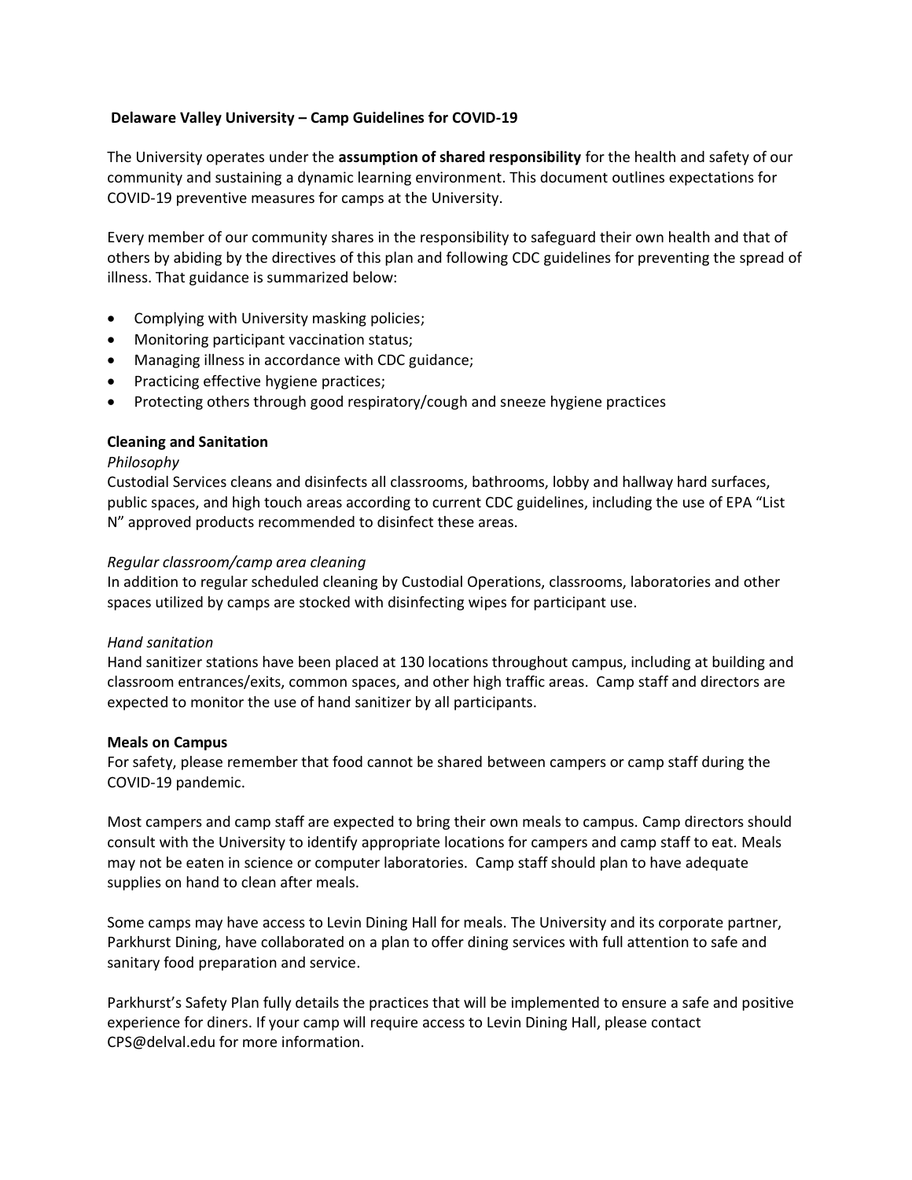# Delaware Valley University – Camp Guidelines for COVID-19

The University operates under the **assumption of shared responsibility** for the health and safety of our community and sustaining a dynamic learning environment. This document outlines expectations for COVID-19 preventive measures for camps at the University.

Every member of our community shares in the responsibility to safeguard their own health and that of others by abiding by the directives of this plan and following CDC guidelines for preventing the spread of illness. That guidance is summarized below:

- Complying with University masking policies;
- Monitoring participant vaccination status;
- Managing illness in accordance with CDC guidance;
- Practicing effective hygiene practices;
- Protecting others through good respiratory/cough and sneeze hygiene practices

## Cleaning and Sanitation

*Philosophy*

Custodial Services cleans and disinfects all classrooms, bathrooms, lobby and hallway hard surfaces, public spaces, and high touch areas according to current CDC guidelines, including the use of EPA "List N" approved products recommended to disinfect these areas.

*Regular classroom/camp area cleaning*

In addition to regular scheduled cleaning by Custodial Operations, classrooms, laboratories and other spaces utilized by camps are stocked with disinfecting wipes for participant use.

*Hand sanitation*

Hand sanitizer stations have been placed at 130 locations throughout campus, including at building and classroom entrances/exits, common spaces, and other high traffic areas. Camp staff and directors are expected to monitor the use of hand sanitizer by all participants.

## Meals on Campus

For safety, please remember that food cannot be shared between campers or camp staff during the COVID-19 pandemic.

Most campers and camp staff are expected to bring their own meals to campus. Camp directors should consult with the University to identify appropriate locations for campers and camp staff to eat. Meals may not be eaten in science or computer laboratories. Camp staff should plan to have adequate supplies on hand to clean after meals.

Some camps may have access to Levin Dining Hall for meals. The University and its corporate partner, Parkhurst Dining, have collaborated on a plan to offer dining services with full attention to safe and sanitary food preparation and service.

Parkhurst's Safety Plan fully details the practices that will be implemented to ensure a safe and positive experience for diners. If your camp will require access to Levin Dining Hall, please contact CPS@delval.edu for more information.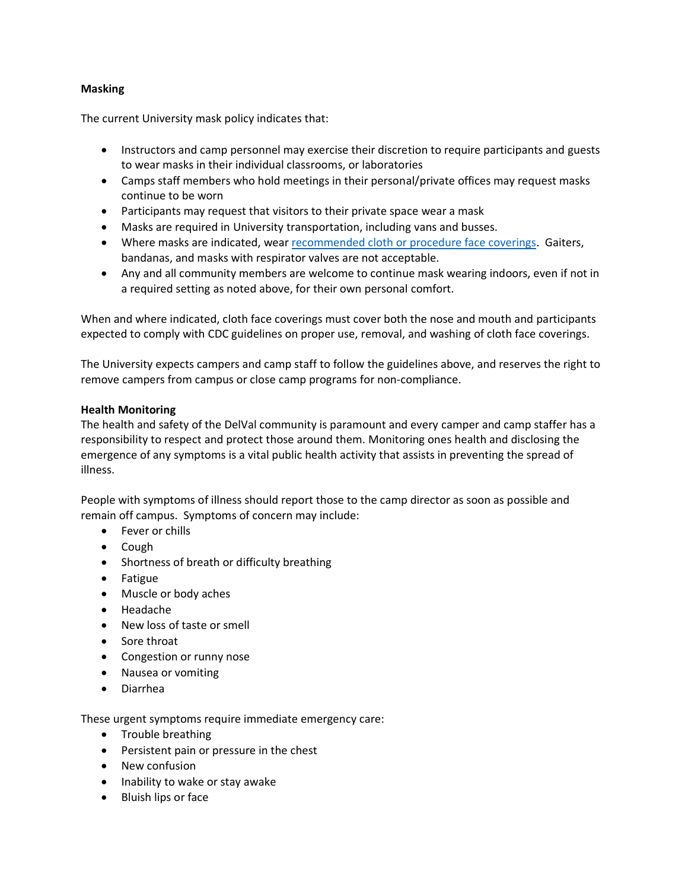**Masking**

The current University mask policy indicates that:

- Instructors and camp personnel may exercise their discretion to require participants and guests to wear masks in their individual classrooms, or laboratories
- Camps staff members who hold meetings in their personal/private offices may request masks continue to be worn
- Participants may request that visitors to their private space wear a mask
- Masks are required in University transportation, including vans and busses.
- Where masks are indicated, wear recommended cloth or procedure face coverings. Gaiters, bandanas, and masks with respirator valves are not acceptable.
- Any and all community members are welcome to continue mask wearing indoors, even if not in a required setting as noted above, for their own personal comfort.

When and where indicated, cloth face coverings must cover both the nose and mouth and participants expected to comply with CDC guidelines on proper use, removal, and washing of cloth face coverings.

The University expects campers and camp staff to follow the guidelines above, and reserves the right to remove campers from campus or close camp programs for non-compliance.

**Health Monitoring**

The health and safety of the DelVal community is paramount and every camper and camp staffer has a responsibility to respect and protect those around them. Monitoring ones health and disclosing the emergence of any symptoms is a vital public health activity that assists in preventing the spread of illness.

People with symptoms of illness should report those to the camp director as soon as possible and remain off campus. Symptoms of concern may include:

- Fever or chills
- Cough
- Shortness of breath or difficulty breathing
- Fatigue
- Muscle or body aches
- Headache
- New loss of taste or smell
- Sore throat
- Congestion or runny nose
- Nausea or vomiting
- Diarrhea

These urgent symptoms require immediate emergency care:

- Trouble breathing
- Persistent pain or pressure in the chest
- New confusion
- Inability to wake or stay awake
- Bluish lips or face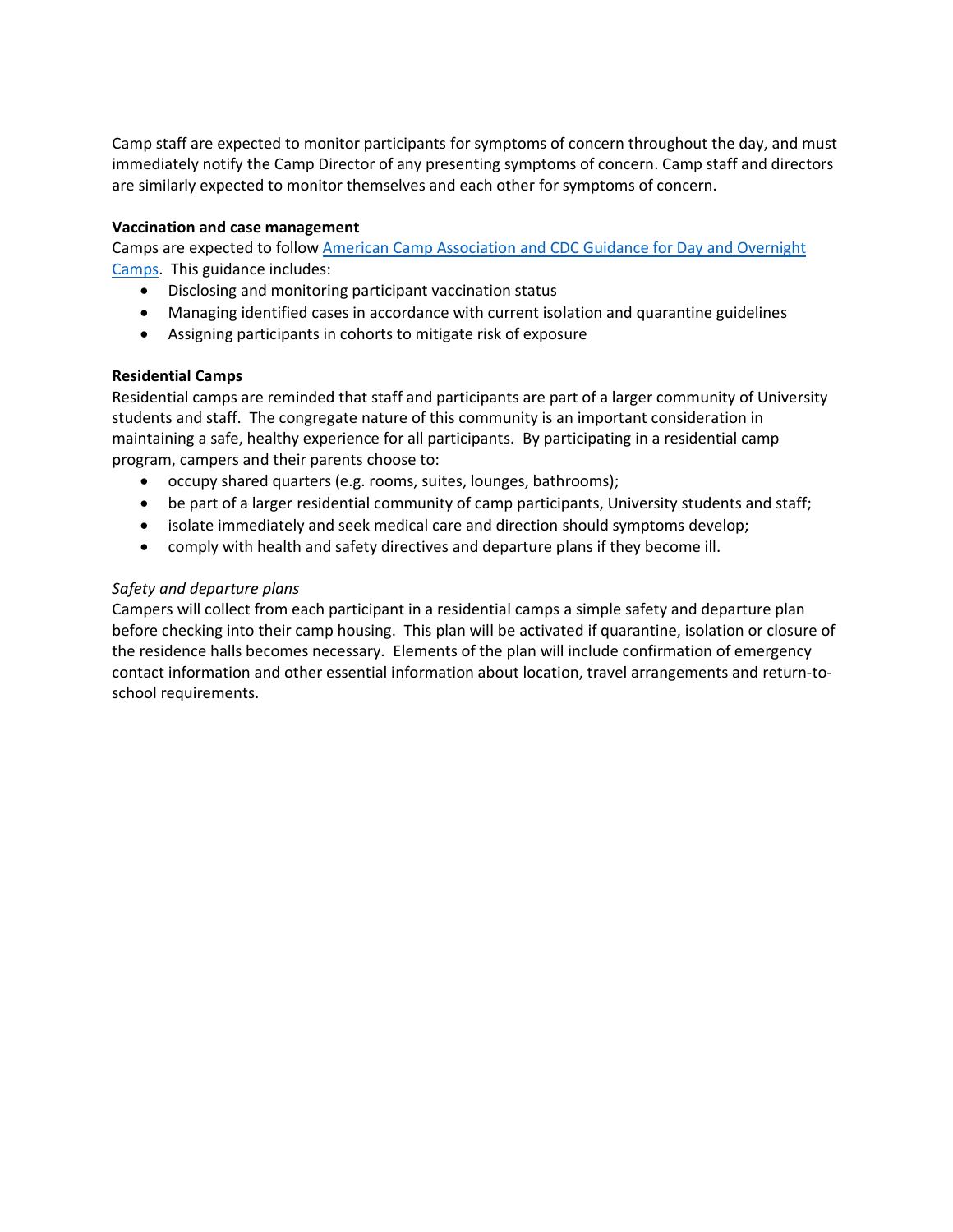Camp staff are expected to monitor participants for symptoms of concern throughout the day, and must immediately notify the Camp Director of any presenting symptoms of concern. Camp staff and directors are similarly expected to monitor themselves and each other for symptoms of concern.

**Vaccination and case management**

Camps are expected to follow [American Camp Association and CDC Guidance for Day and Overnight Camps](). This guidance includes:

- Disclosing and monitoring participant vaccination status
- Managing identified cases in accordance with current isolation and quarantine guidelines
- Assigning participants in cohorts to mitigate risk of exposure

**Residential Camps**

Residential camps are reminded that staff and participants are part of a larger community of University students and staff. The congregate nature of this community is an important consideration in maintaining a safe, healthy experience for all participants. By participating in a residential camp program, campers and their parents choose to:

- occupy shared quarters (e.g. rooms, suites, lounges, bathrooms);
- be part of a larger residential community of camp participants, University students and staff;
- isolate immediately and seek medical care and direction should symptoms develop;
- comply with health and safety directives and departure plans if they become ill.

*Safety and departure plans*

Campers will collect from each participant in a residential camps a simple safety and departure plan before checking into their camp housing. This plan will be activated if quarantine, isolation or closure of the residence halls becomes necessary. Elements of the plan will include confirmation of emergency contact information and other essential information about location, travel arrangements and return-to-school requirements.